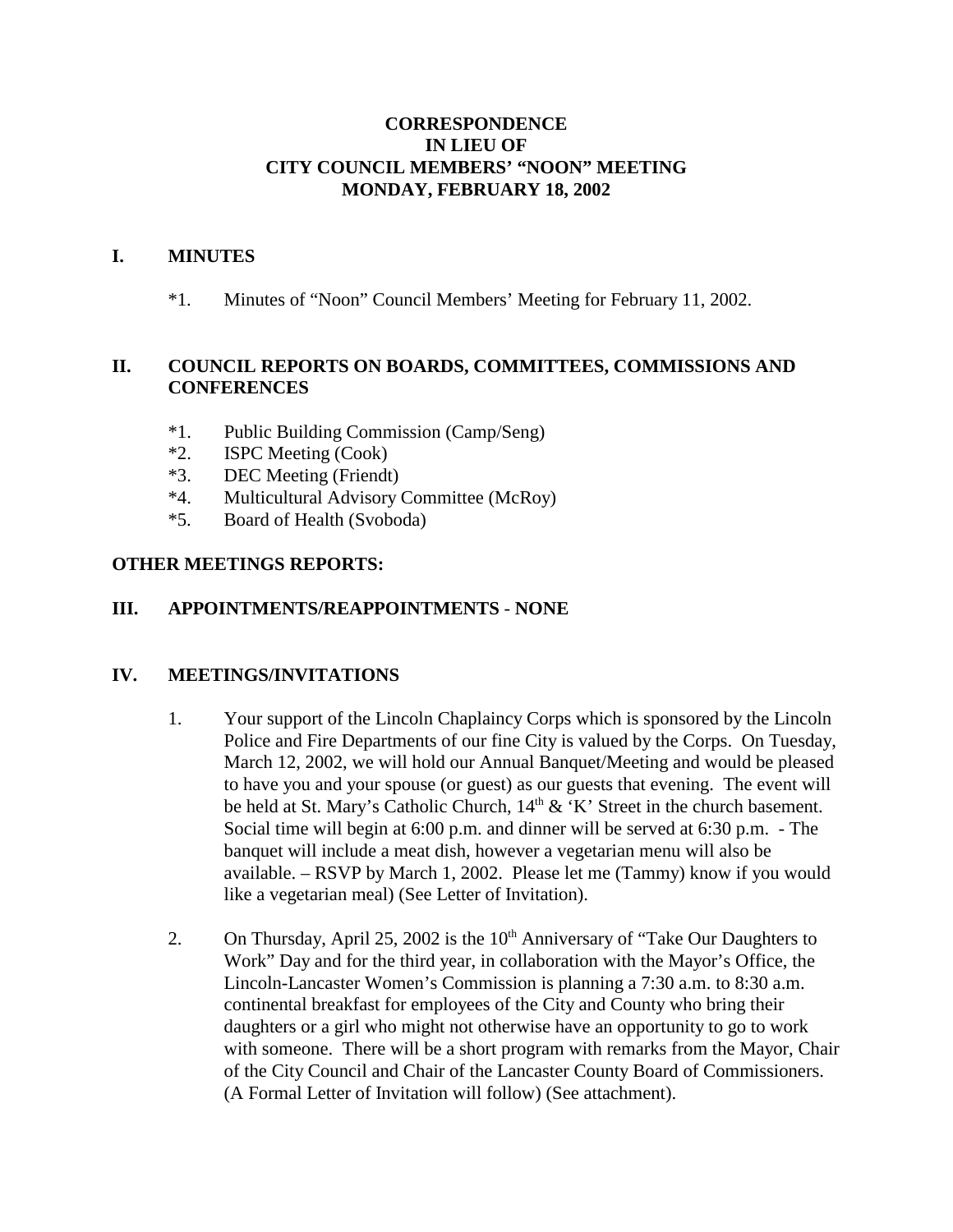# CORRESPONDENCE
# IN LIEU OF
# CITY COUNCIL MEMBERS' "NOON" MEETING
# MONDAY, FEBRUARY 18, 2002

## I. MINUTES

*1. Minutes of "Noon" Council Members' Meeting for February 11, 2002.

## II. COUNCIL REPORTS ON BOARDS, COMMITTEES, COMMISSIONS AND CONFERENCES

*1. Public Building Commission (Camp/Seng)
*2. ISPC Meeting (Cook)
*3. DEC Meeting (Friendt)
*4. Multicultural Advisory Committee (McRoy)
*5. Board of Health (Svoboda)

## OTHER MEETINGS REPORTS:

## III. APPOINTMENTS/REAPPOINTMENTS - NONE

## IV. MEETINGS/INVITATIONS

1. Your support of the Lincoln Chaplaincy Corps which is sponsored by the Lincoln Police and Fire Departments of our fine City is valued by the Corps. On Tuesday, March 12, 2002, we will hold our Annual Banquet/Meeting and would be pleased to have you and your spouse (or guest) as our guests that evening. The event will be held at St. Mary's Catholic Church, 14th & 'K' Street in the church basement. Social time will begin at 6:00 p.m. and dinner will be served at 6:30 p.m. - The banquet will include a meat dish, however a vegetarian menu will also be available. – RSVP by March 1, 2002. Please let me (Tammy) know if you would like a vegetarian meal) (See Letter of Invitation).

2. On Thursday, April 25, 2002 is the 10th Anniversary of "Take Our Daughters to Work" Day and for the third year, in collaboration with the Mayor's Office, the Lincoln-Lancaster Women's Commission is planning a 7:30 a.m. to 8:30 a.m. continental breakfast for employees of the City and County who bring their daughters or a girl who might not otherwise have an opportunity to go to work with someone. There will be a short program with remarks from the Mayor, Chair of the City Council and Chair of the Lancaster County Board of Commissioners. (A Formal Letter of Invitation will follow) (See attachment).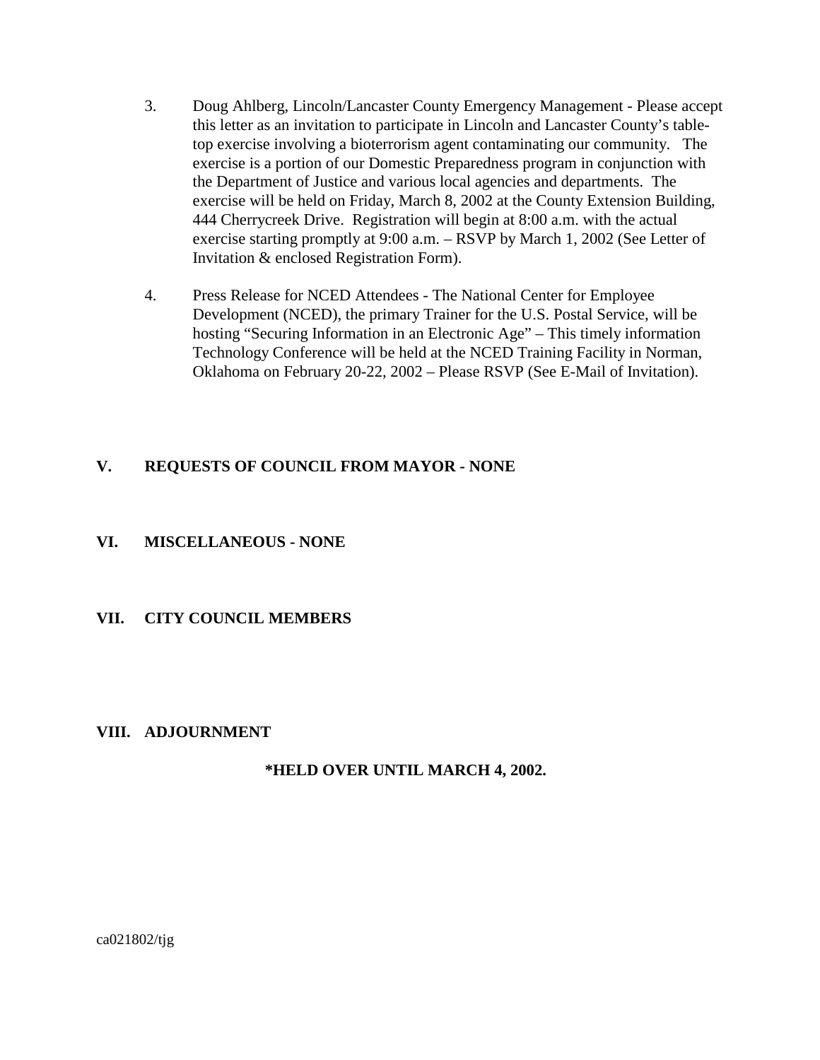3. Doug Ahlberg, Lincoln/Lancaster County Emergency Management - Please accept this letter as an invitation to participate in Lincoln and Lancaster County's table-top exercise involving a bioterrorism agent contaminating our community. The exercise is a portion of our Domestic Preparedness program in conjunction with the Department of Justice and various local agencies and departments. The exercise will be held on Friday, March 8, 2002 at the County Extension Building, 444 Cherrycreek Drive. Registration will begin at 8:00 a.m. with the actual exercise starting promptly at 9:00 a.m. – RSVP by March 1, 2002 (See Letter of Invitation & enclosed Registration Form).

4. Press Release for NCED Attendees - The National Center for Employee Development (NCED), the primary Trainer for the U.S. Postal Service, will be hosting "Securing Information in an Electronic Age" – This timely information Technology Conference will be held at the NCED Training Facility in Norman, Oklahoma on February 20-22, 2002 – Please RSVP (See E-Mail of Invitation).

## V. REQUESTS OF COUNCIL FROM MAYOR - NONE

## VI. MISCELLANEOUS - NONE

## VII. CITY COUNCIL MEMBERS

## VIII. ADJOURNMENT

**\*HELD OVER UNTIL MARCH 4, 2002.**

ca021802/tjg